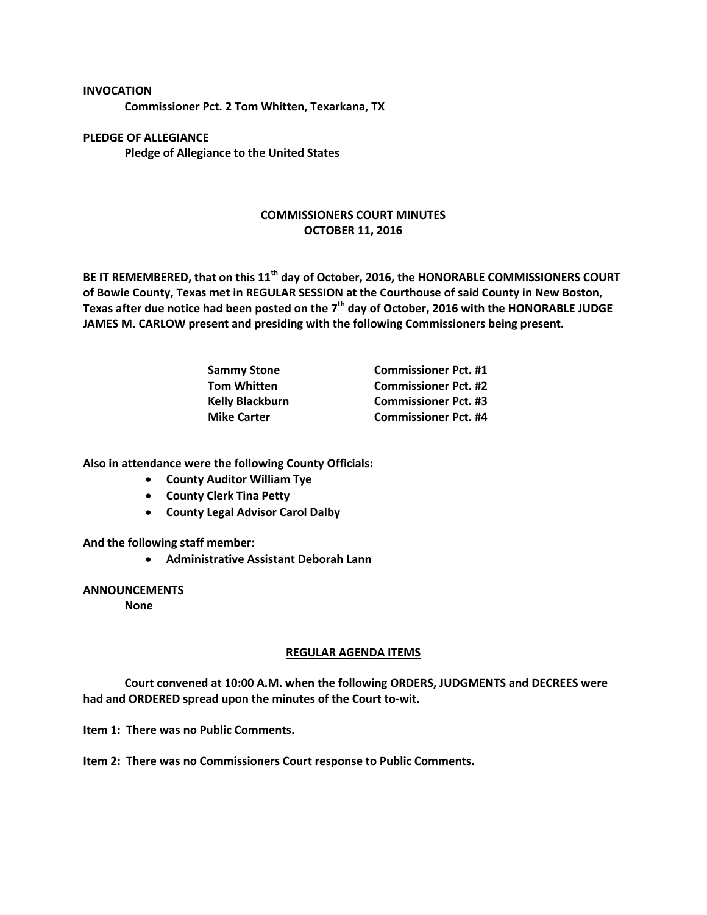**INVOCATION**

**Commissioner Pct. 2 Tom Whitten, Texarkana, TX**

**PLEDGE OF ALLEGIANCE**

**Pledge of Allegiance to the United States**

**COMMISSIONERS COURT MINUTES**
**OCTOBER 11, 2016**

**BE IT REMEMBERED, that on this 11th day of October, 2016, the HONORABLE COMMISSIONERS COURT of Bowie County, Texas met in REGULAR SESSION at the Courthouse of said County in New Boston, Texas after due notice had been posted on the 7th day of October, 2016 with the HONORABLE JUDGE JAMES M. CARLOW present and presiding with the following Commissioners being present.**

| | |
|---|---|
| **Sammy Stone** | **Commissioner Pct. #1** |
| **Tom Whitten** | **Commissioner Pct. #2** |
| **Kelly Blackburn** | **Commissioner Pct. #3** |
| **Mike Carter** | **Commissioner Pct. #4** |

**Also in attendance were the following County Officials:**

- **County Auditor William Tye**
- **County Clerk Tina Petty**
- **County Legal Advisor Carol Dalby**

**And the following staff member:**

- **Administrative Assistant Deborah Lann**

**ANNOUNCEMENTS**

**None**

**REGULAR AGENDA ITEMS**

**Court convened at 10:00 A.M. when the following ORDERS, JUDGMENTS and DECREES were had and ORDERED spread upon the minutes of the Court to-wit.**

**Item 1: There was no Public Comments.**

**Item 2: There was no Commissioners Court response to Public Comments.**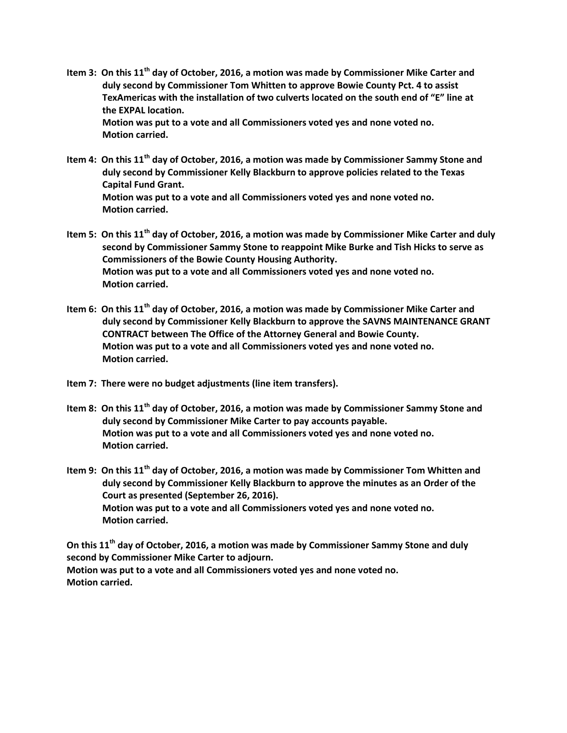**Item 3: On this 11th day of October, 2016, a motion was made by Commissioner Mike Carter and duly second by Commissioner Tom Whitten to approve Bowie County Pct. 4 to assist TexAmericas with the installation of two culverts located on the south end of "E" line at the EXPAL location.**
**Motion was put to a vote and all Commissioners voted yes and none voted no.**
**Motion carried.**

**Item 4: On this 11th day of October, 2016, a motion was made by Commissioner Sammy Stone and duly second by Commissioner Kelly Blackburn to approve policies related to the Texas Capital Fund Grant.**
**Motion was put to a vote and all Commissioners voted yes and none voted no.**
**Motion carried.**

**Item 5: On this 11th day of October, 2016, a motion was made by Commissioner Mike Carter and duly second by Commissioner Sammy Stone to reappoint Mike Burke and Tish Hicks to serve as Commissioners of the Bowie County Housing Authority.**
**Motion was put to a vote and all Commissioners voted yes and none voted no.**
**Motion carried.**

**Item 6: On this 11th day of October, 2016, a motion was made by Commissioner Mike Carter and duly second by Commissioner Kelly Blackburn to approve the SAVNS MAINTENANCE GRANT CONTRACT between The Office of the Attorney General and Bowie County.**
**Motion was put to a vote and all Commissioners voted yes and none voted no.**
**Motion carried.**

**Item 7: There were no budget adjustments (line item transfers).**

**Item 8: On this 11th day of October, 2016, a motion was made by Commissioner Sammy Stone and duly second by Commissioner Mike Carter to pay accounts payable.**
**Motion was put to a vote and all Commissioners voted yes and none voted no.**
**Motion carried.**

**Item 9: On this 11th day of October, 2016, a motion was made by Commissioner Tom Whitten and duly second by Commissioner Kelly Blackburn to approve the minutes as an Order of the Court as presented (September 26, 2016).**
**Motion was put to a vote and all Commissioners voted yes and none voted no.**
**Motion carried.**

**On this 11th day of October, 2016, a motion was made by Commissioner Sammy Stone and duly second by Commissioner Mike Carter to adjourn.**
**Motion was put to a vote and all Commissioners voted yes and none voted no.**
**Motion carried.**